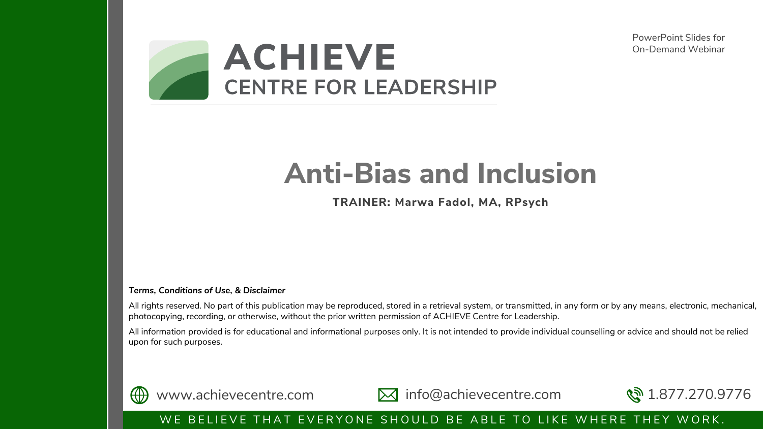# ACHIEVE
## CENTRE FOR LEADERSHIP

PowerPoint Slides for On-Demand Webinar

# Anti-Bias and Inclusion

**TRAINER: Marwa Fadol, MA, RPsych**

***Terms, Conditions of Use, & Disclaimer***

All rights reserved. No part of this publication may be reproduced, stored in a retrieval system, or transmitted, in any form or by any means, electronic, mechanical, photocopying, recording, or otherwise, without the prior written permission of ACHIEVE Centre for Leadership.

All information provided is for educational and informational purposes only. It is not intended to provide individual counselling or advice and should not be relied upon for such purposes.

www.achievecentre.com    info@achievecentre.com    1.877.270.9776

WE BELIEVE THAT EVERYONE SHOULD BE ABLE TO LIKE WHERE THEY WORK.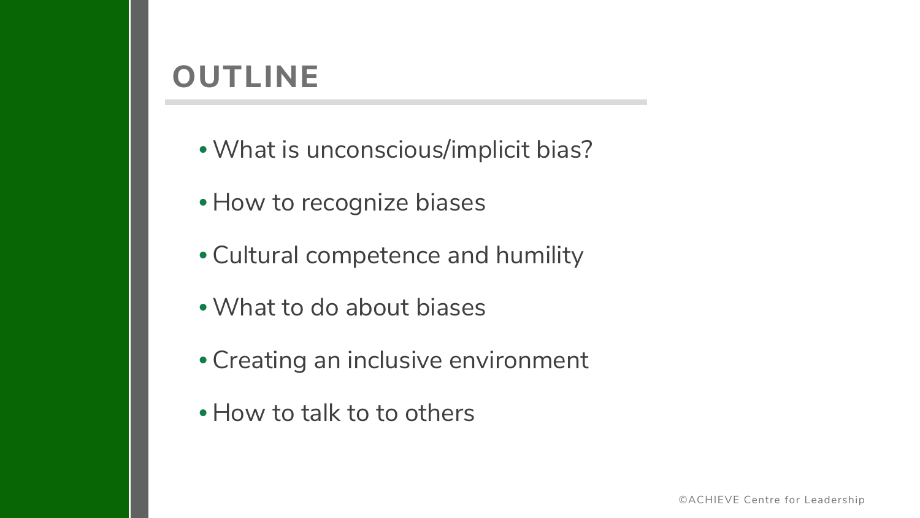# OUTLINE

- What is unconscious/implicit bias?
- How to recognize biases
- Cultural competence and humility
- What to do about biases
- Creating an inclusive environment
- How to talk to to others

©ACHIEVE Centre for Leadership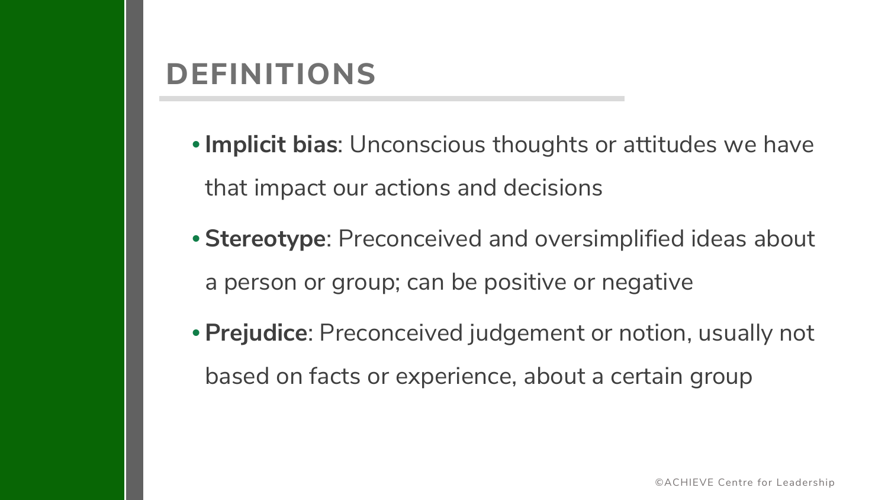# DEFINITIONS

- **Implicit bias**: Unconscious thoughts or attitudes we have that impact our actions and decisions
- **Stereotype**: Preconceived and oversimplified ideas about a person or group; can be positive or negative
- **Prejudice**: Preconceived judgement or notion, usually not based on facts or experience, about a certain group

©ACHIEVE Centre for Leadership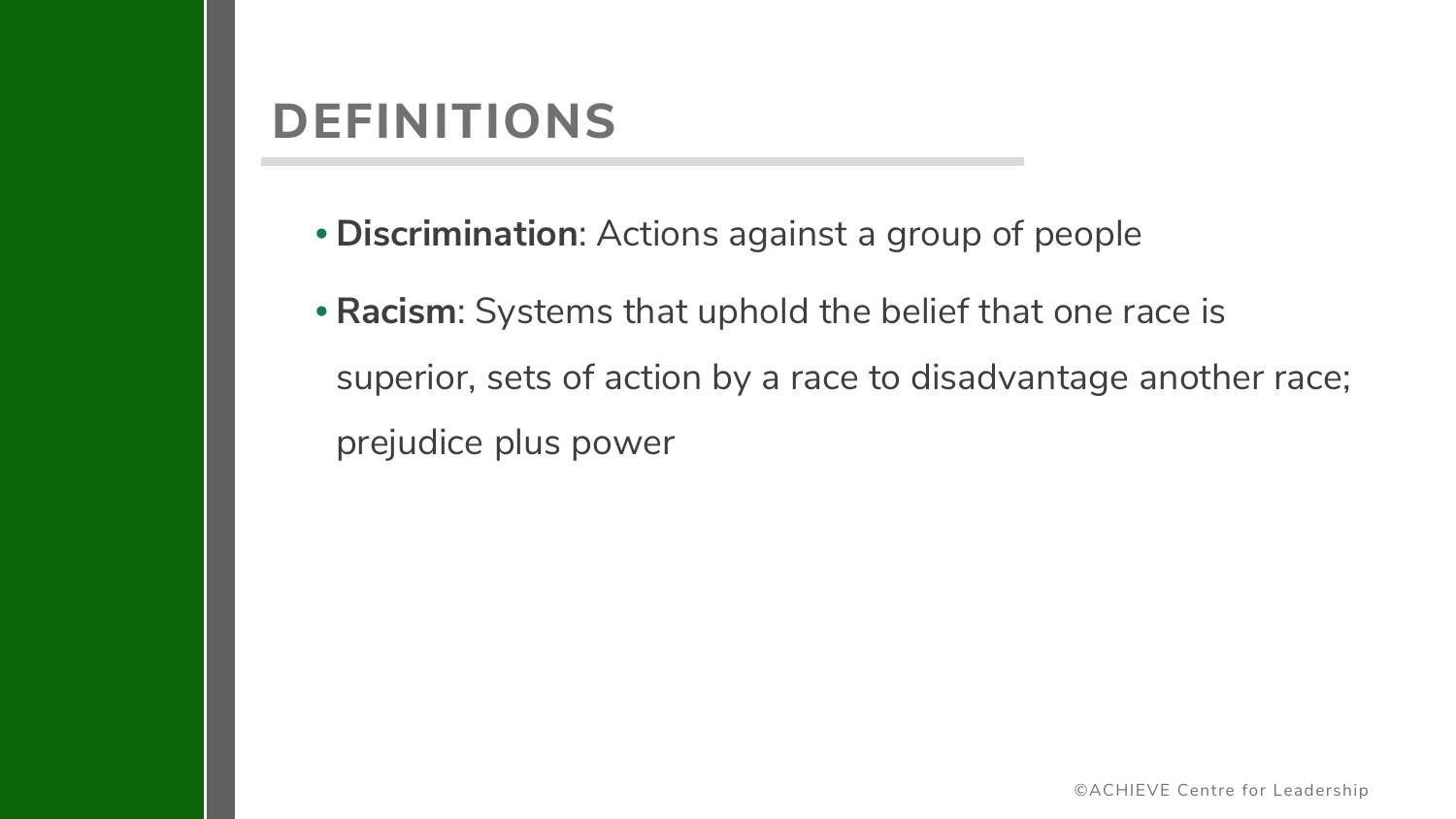# DEFINITIONS

- **Discrimination**: Actions against a group of people
- **Racism**: Systems that uphold the belief that one race is superior, sets of action by a race to disadvantage another race; prejudice plus power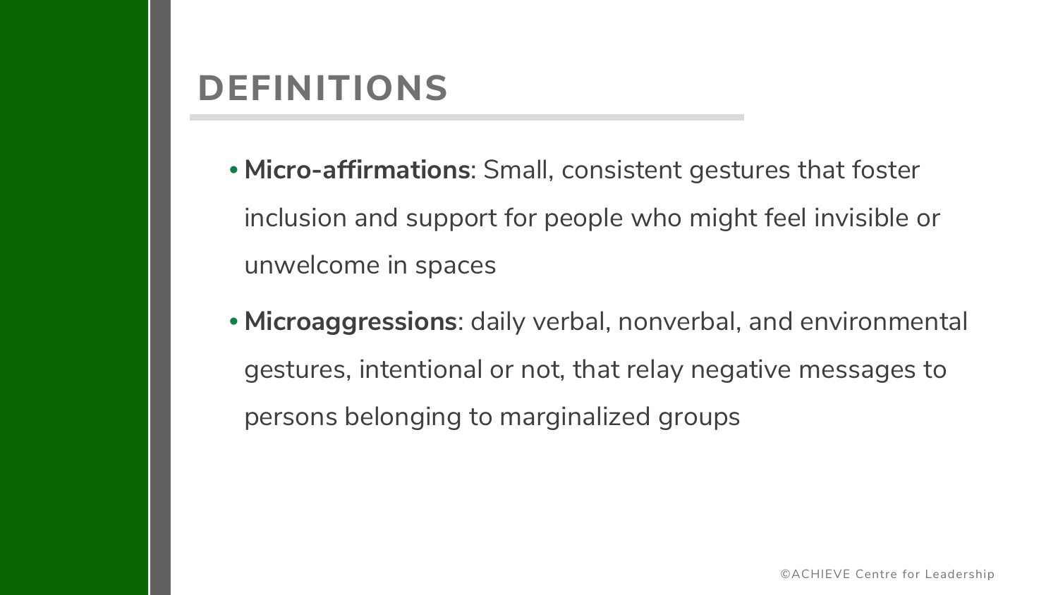# DEFINITIONS

- **Micro-affirmations**: Small, consistent gestures that foster inclusion and support for people who might feel invisible or unwelcome in spaces
- **Microaggressions**: daily verbal, nonverbal, and environmental gestures, intentional or not, that relay negative messages to persons belonging to marginalized groups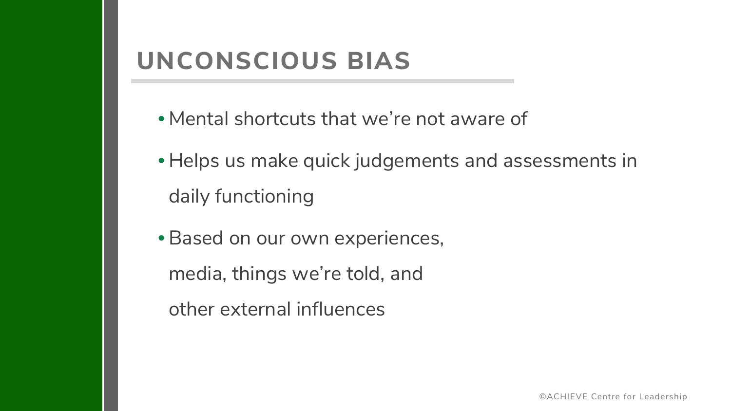# UNCONSCIOUS BIAS

- Mental shortcuts that we're not aware of
- Helps us make quick judgements and assessments in daily functioning
- Based on our own experiences, media, things we're told, and other external influences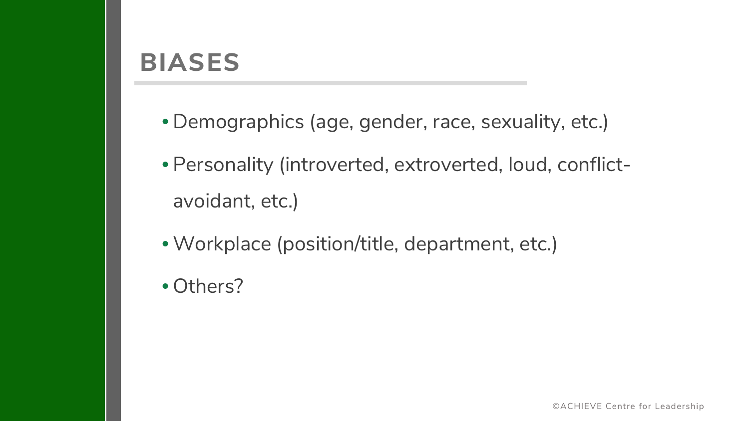# BIASES

- Demographics (age, gender, race, sexuality, etc.)
- Personality (introverted, extroverted, loud, conflict-avoidant, etc.)
- Workplace (position/title, department, etc.)
- Others?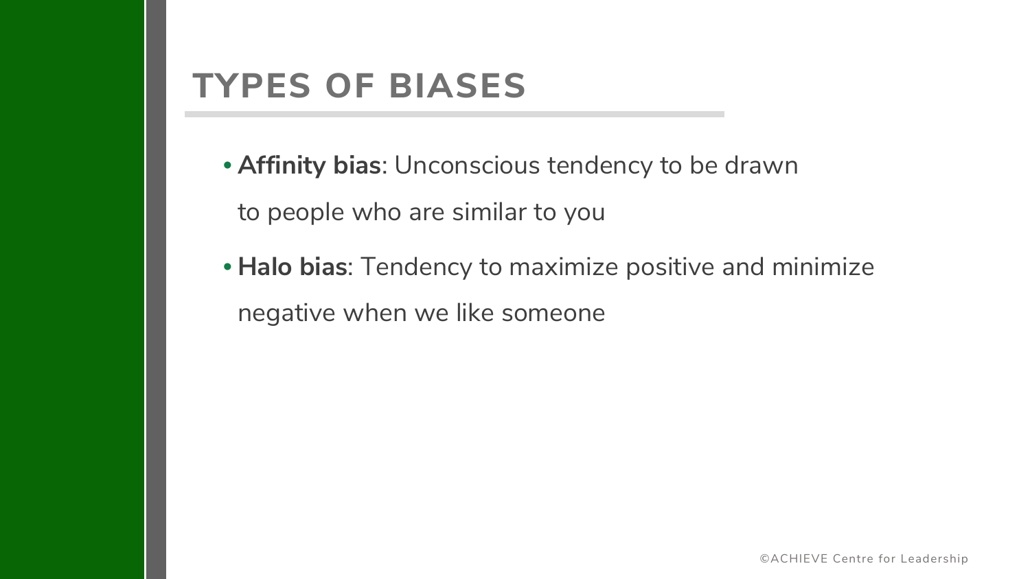# TYPES OF BIASES

- **Affinity bias**: Unconscious tendency to be drawn to people who are similar to you
- **Halo bias**: Tendency to maximize positive and minimize negative when we like someone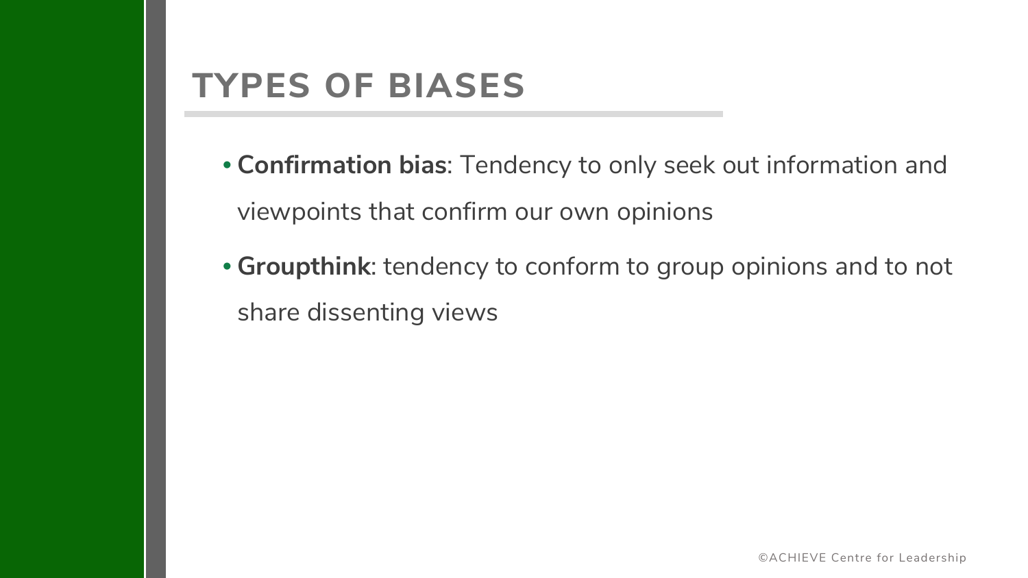# TYPES OF BIASES

- **Confirmation bias**: Tendency to only seek out information and viewpoints that confirm our own opinions
- **Groupthink**: tendency to conform to group opinions and to not share dissenting views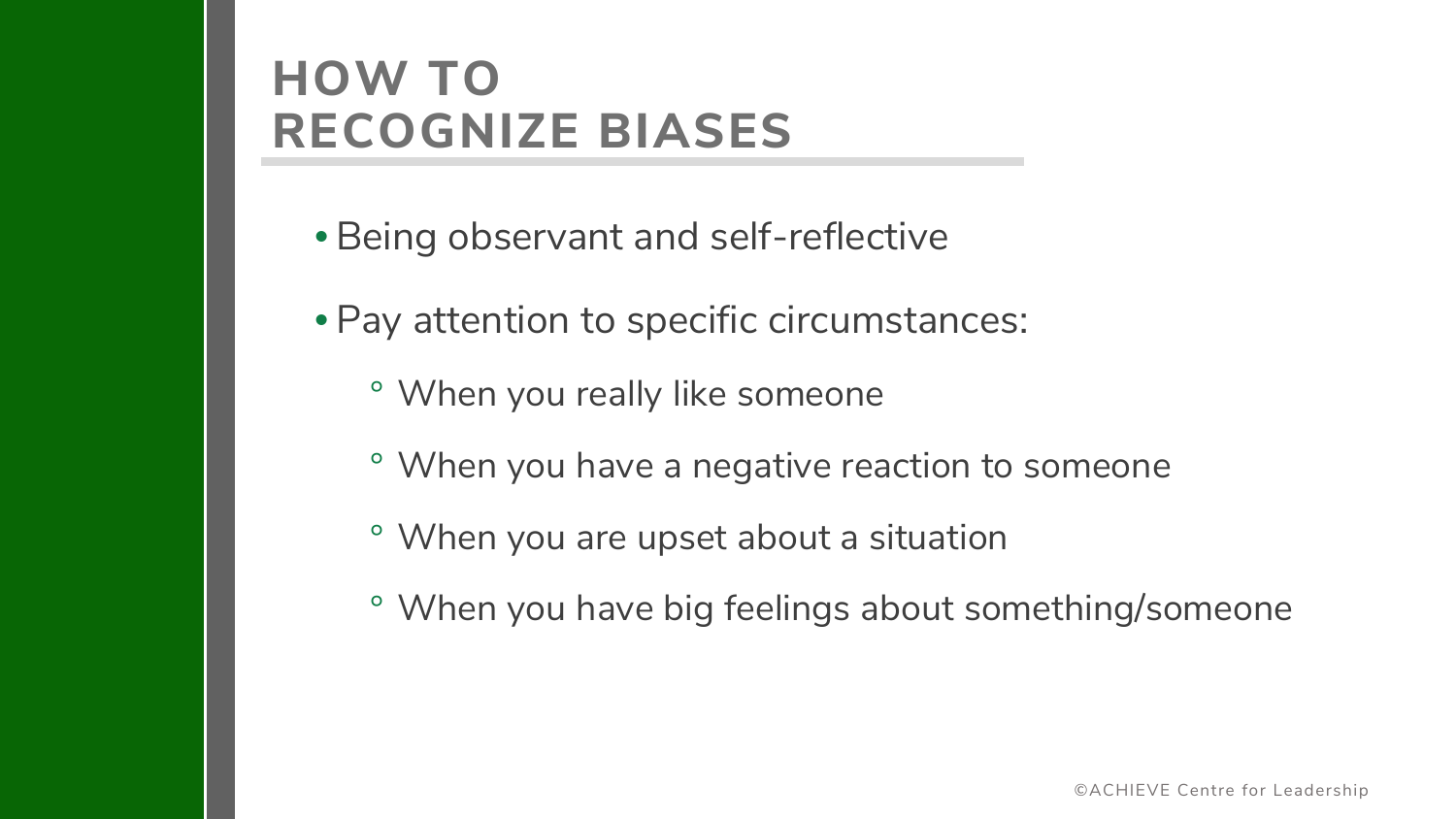# HOW TO RECOGNIZE BIASES

- Being observant and self-reflective
- Pay attention to specific circumstances:
  - When you really like someone
  - When you have a negative reaction to someone
  - When you are upset about a situation
  - When you have big feelings about something/someone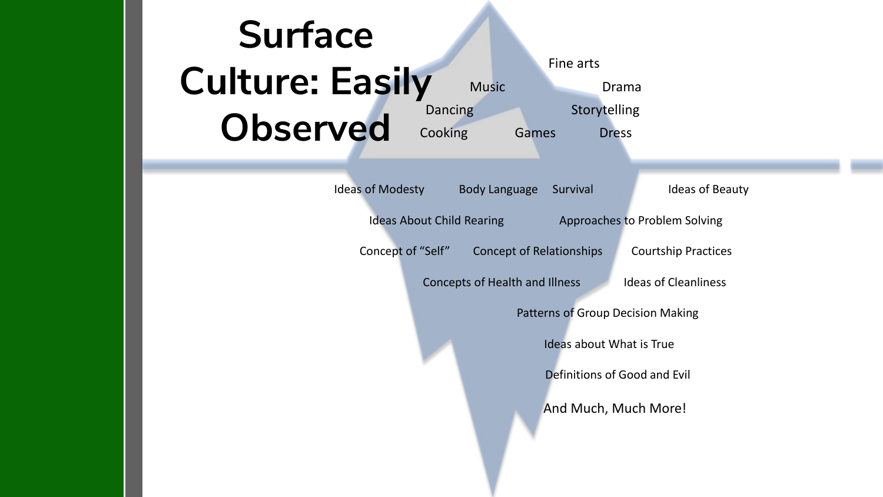# Surface Culture: Easily Observed

Fine arts

Music

Drama

Dancing

Storytelling

Cooking

Games

Dress

Ideas of Modesty

Body Language

Survival

Ideas of Beauty

Ideas About Child Rearing

Approaches to Problem Solving

Concept of "Self"

Concept of Relationships

Courtship Practices

Concepts of Health and Illness

Ideas of Cleanliness

Patterns of Group Decision Making

Ideas about What is True

Definitions of Good and Evil

And Much, Much More!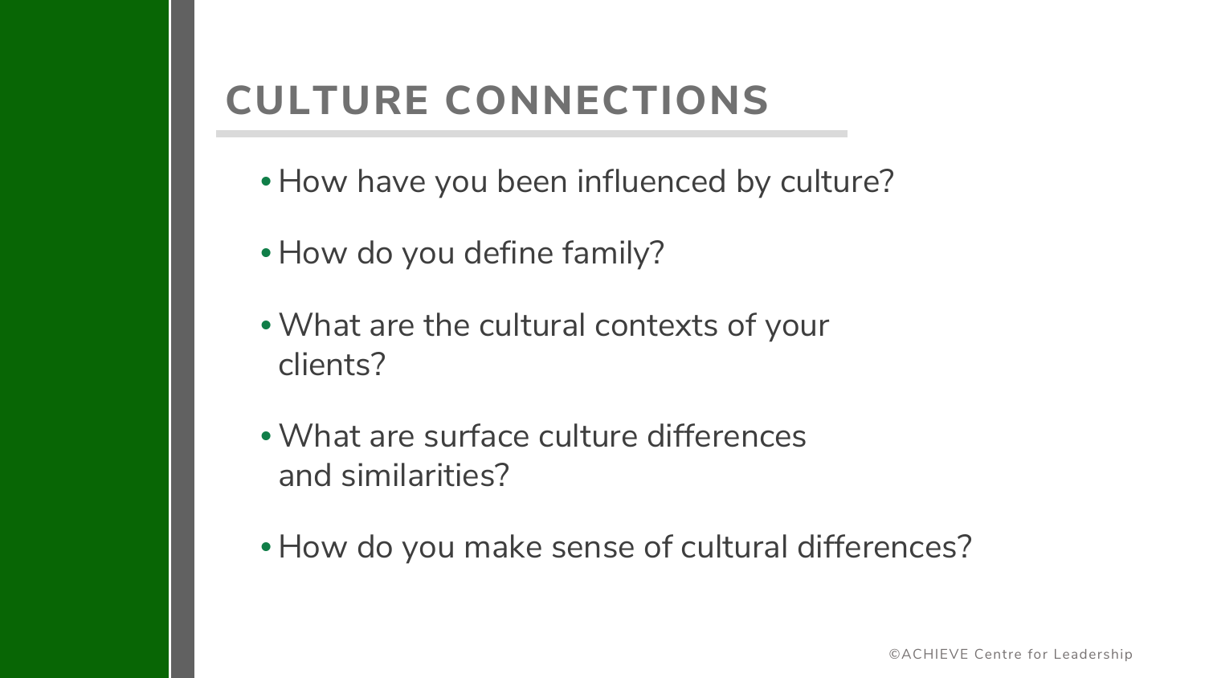# CULTURE CONNECTIONS

- How have you been influenced by culture?
- How do you define family?
- What are the cultural contexts of your clients?
- What are surface culture differences and similarities?
- How do you make sense of cultural differences?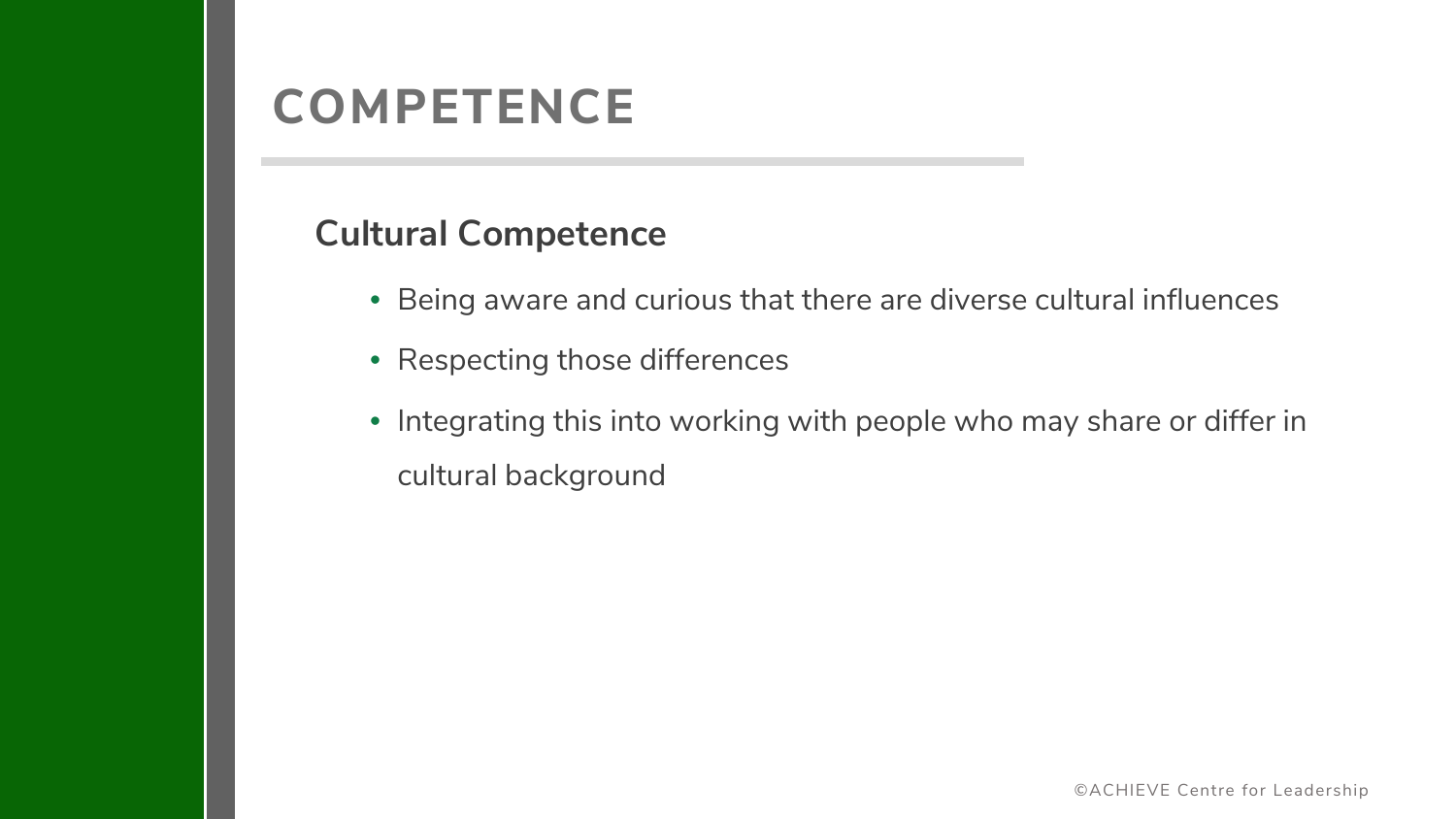# COMPETENCE

## Cultural Competence

- Being aware and curious that there are diverse cultural influences
- Respecting those differences
- Integrating this into working with people who may share or differ in cultural background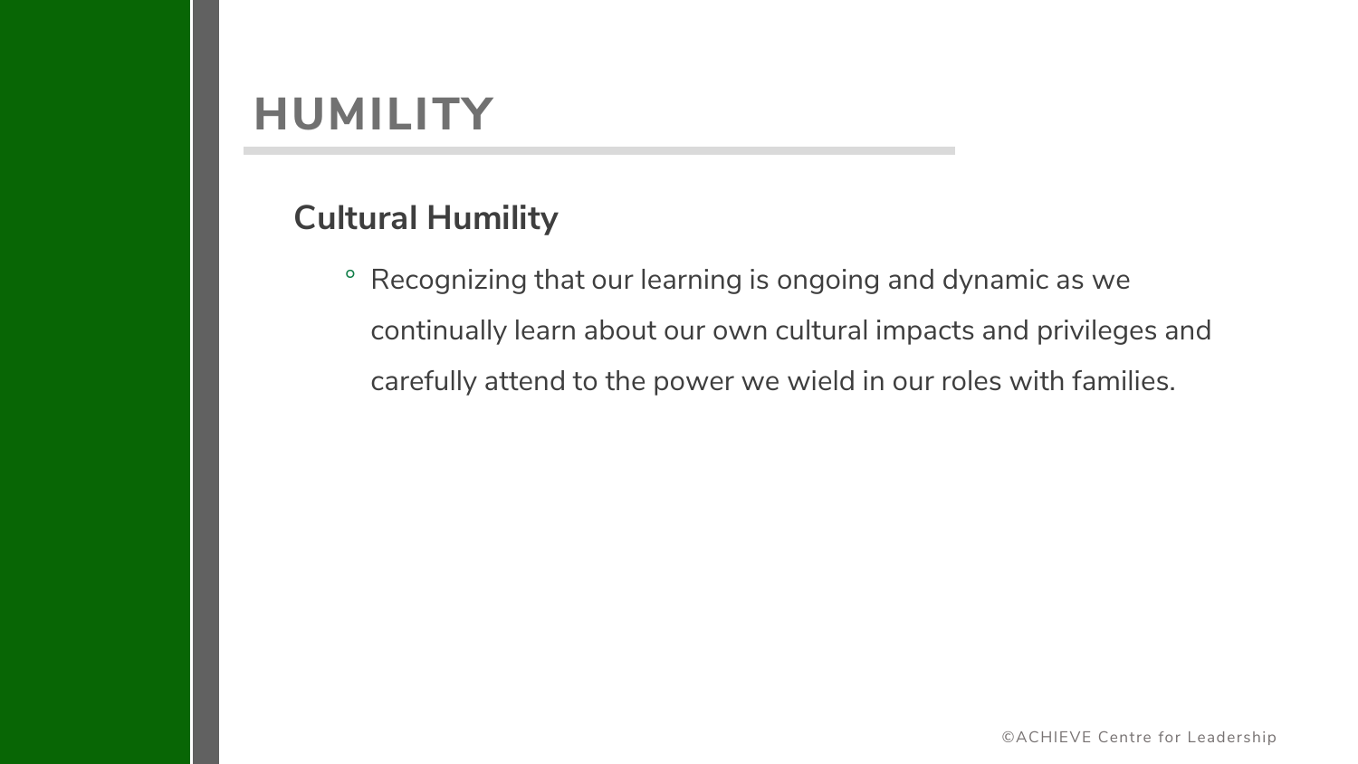# HUMILITY

## Cultural Humility

- Recognizing that our learning is ongoing and dynamic as we continually learn about our own cultural impacts and privileges and carefully attend to the power we wield in our roles with families.

©ACHIEVE Centre for Leadership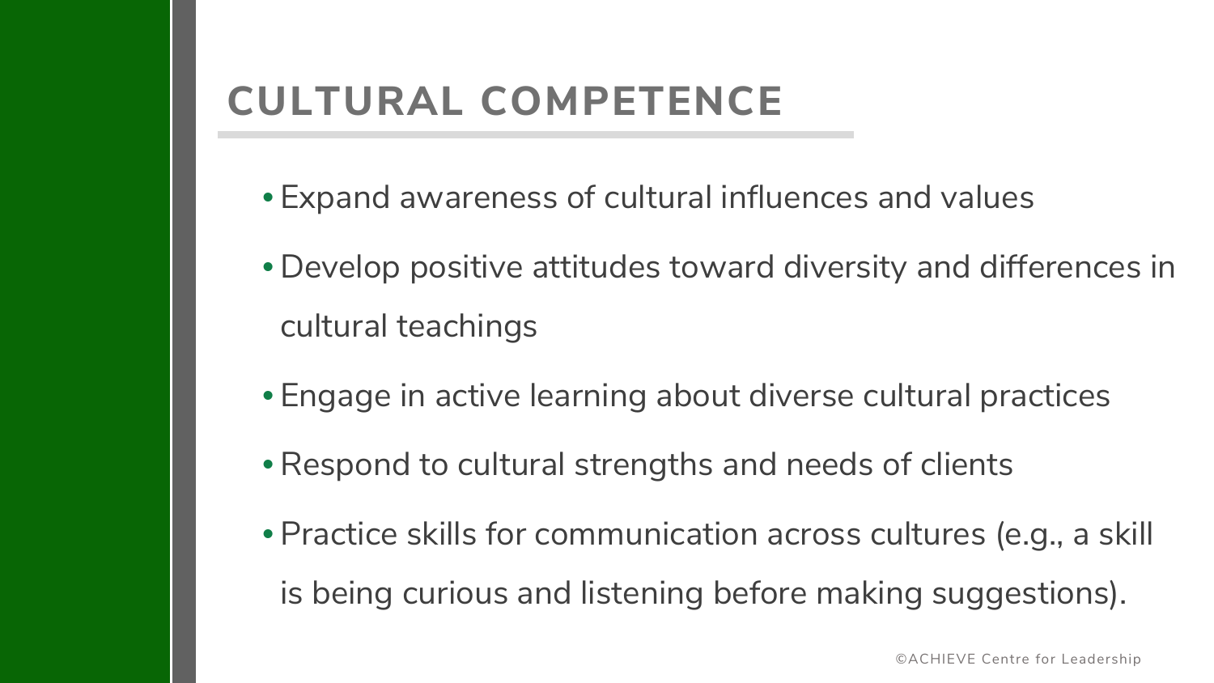# CULTURAL COMPETENCE

- Expand awareness of cultural influences and values
- Develop positive attitudes toward diversity and differences in cultural teachings
- Engage in active learning about diverse cultural practices
- Respond to cultural strengths and needs of clients
- Practice skills for communication across cultures (e.g., a skill is being curious and listening before making suggestions).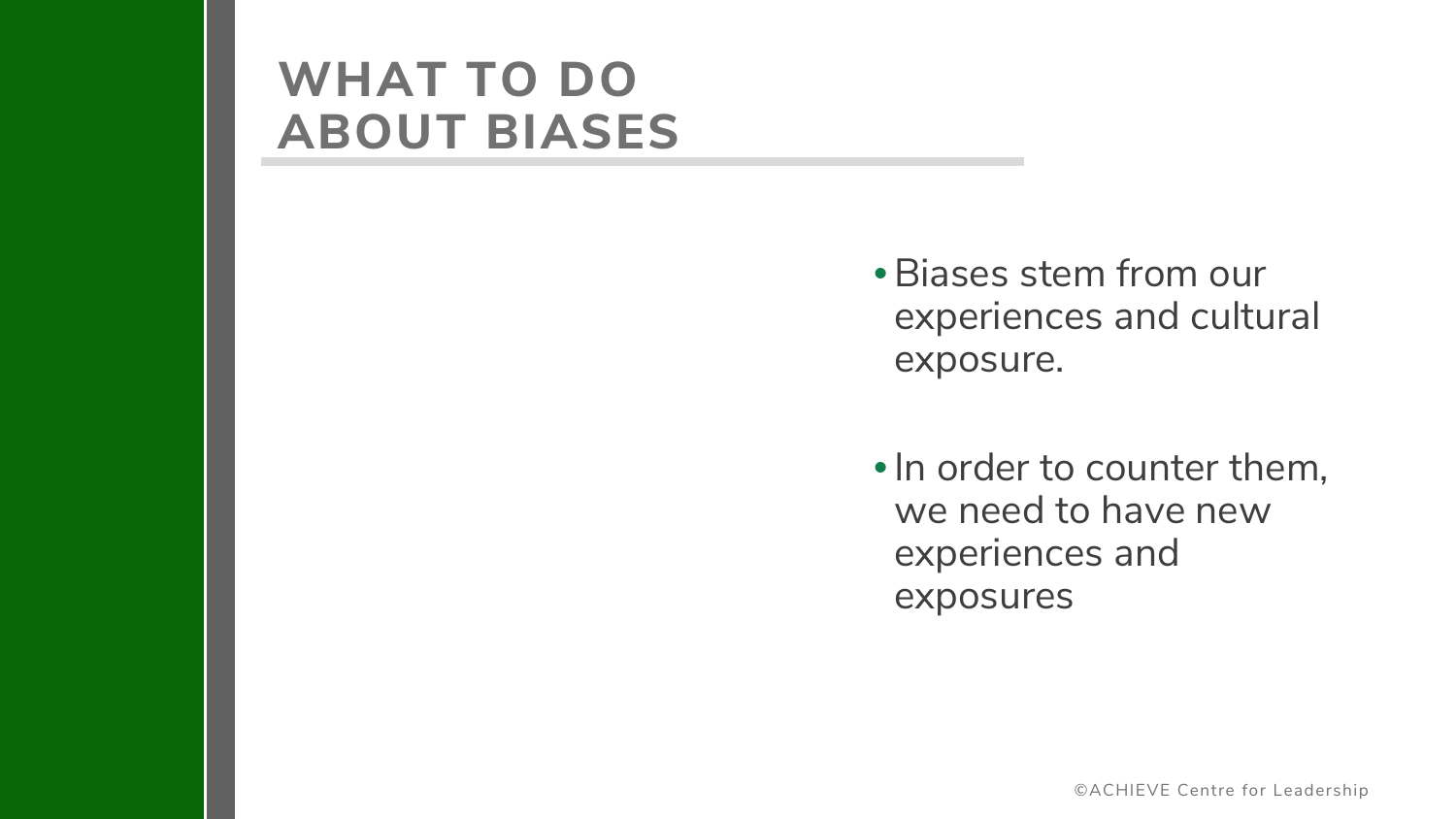# WHAT TO DO ABOUT BIASES

- Biases stem from our experiences and cultural exposure.
- In order to counter them, we need to have new experiences and exposures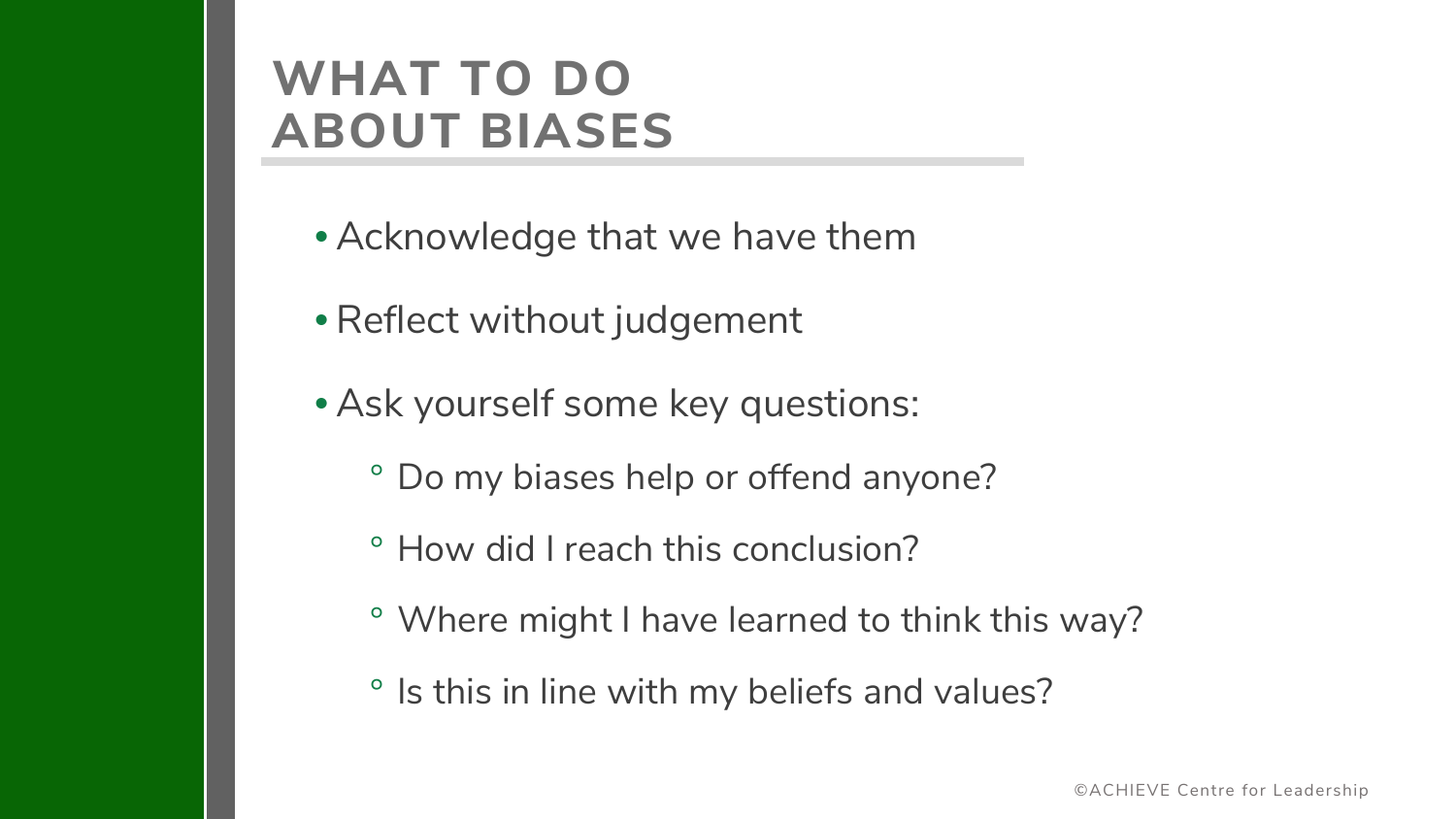# WHAT TO DO ABOUT BIASES

- Acknowledge that we have them
- Reflect without judgement
- Ask yourself some key questions:
  - Do my biases help or offend anyone?
  - How did I reach this conclusion?
  - Where might I have learned to think this way?
  - Is this in line with my beliefs and values?

©ACHIEVE Centre for Leadership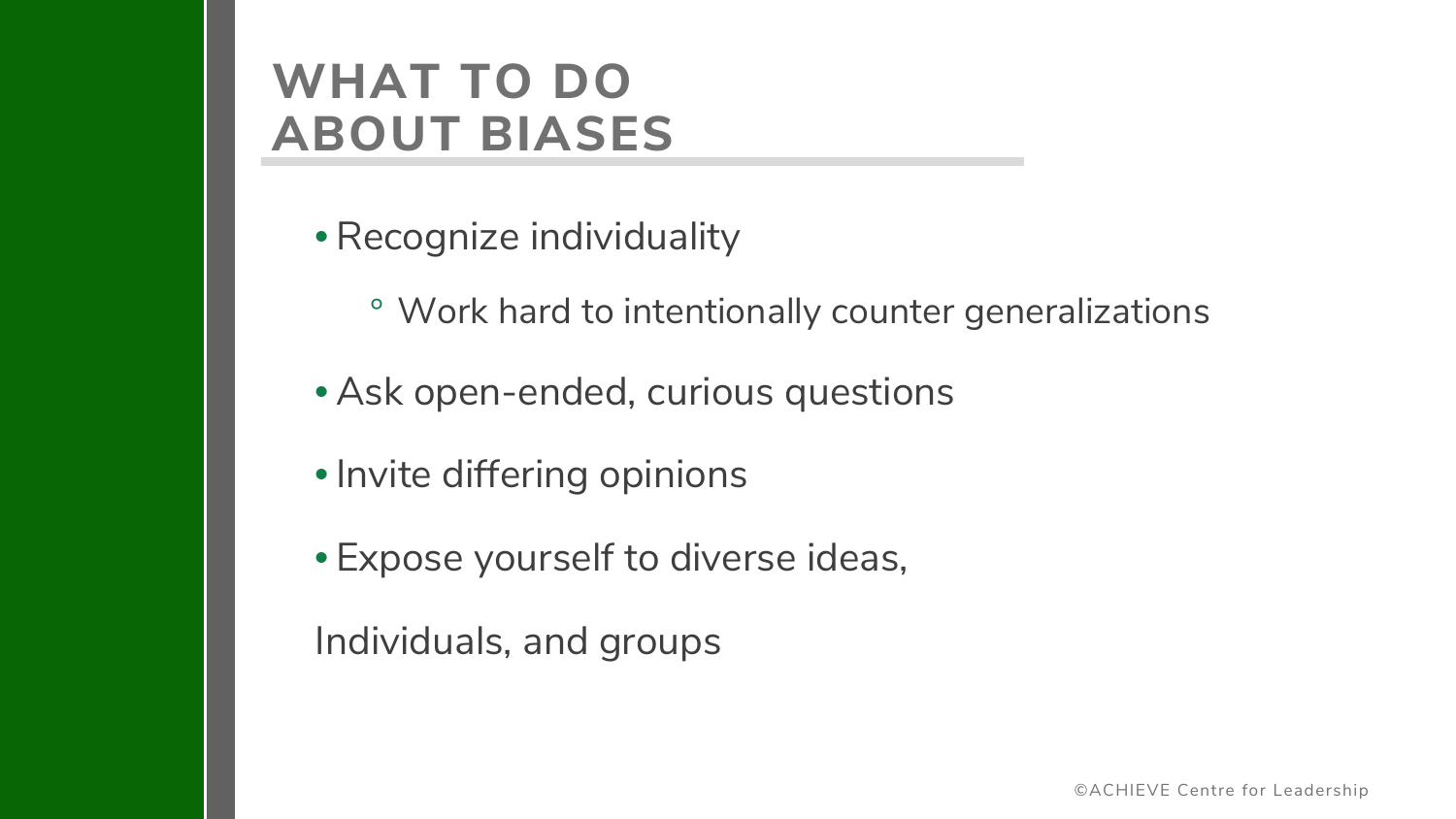# WHAT TO DO ABOUT BIASES

- Recognize individuality
  - Work hard to intentionally counter generalizations
- Ask open-ended, curious questions
- Invite differing opinions
- Expose yourself to diverse ideas,

Individuals, and groups

©ACHIEVE Centre for Leadership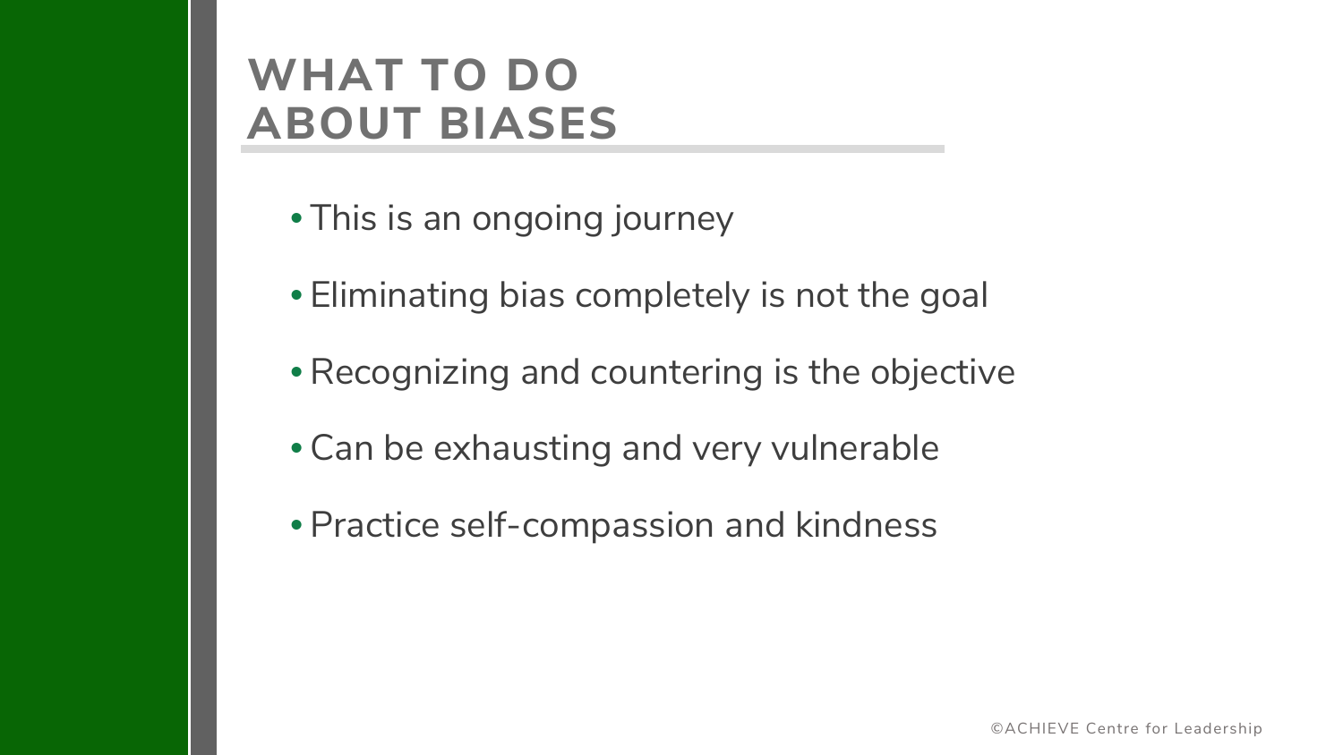# WHAT TO DO ABOUT BIASES

- This is an ongoing journey
- Eliminating bias completely is not the goal
- Recognizing and countering is the objective
- Can be exhausting and very vulnerable
- Practice self-compassion and kindness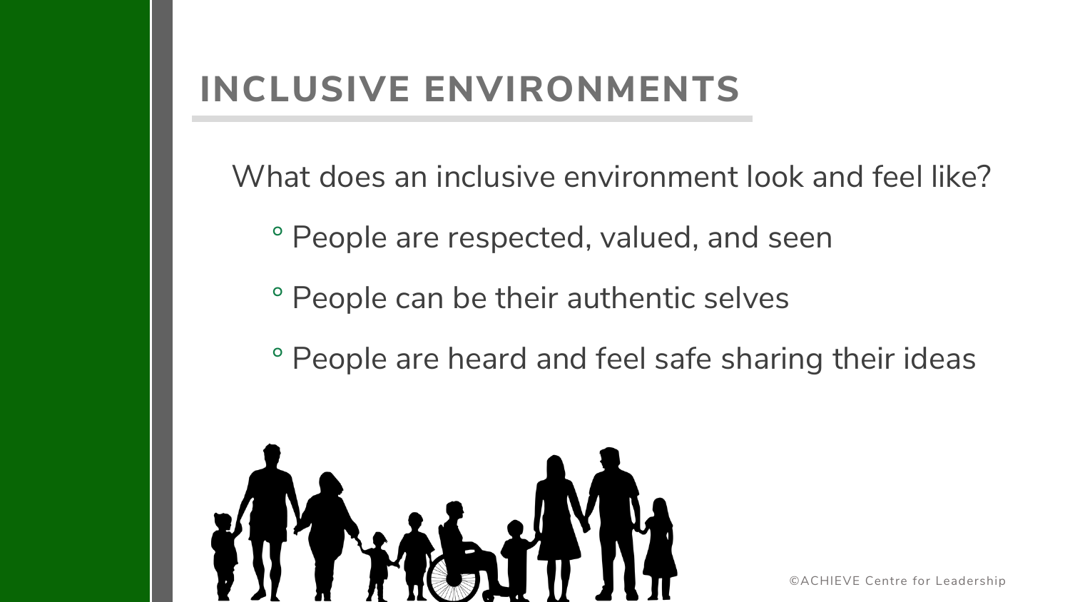# INCLUSIVE ENVIRONMENTS

What does an inclusive environment look and feel like?

- People are respected, valued, and seen
- People can be their authentic selves
- People are heard and feel safe sharing their ideas

©ACHIEVE Centre for Leadership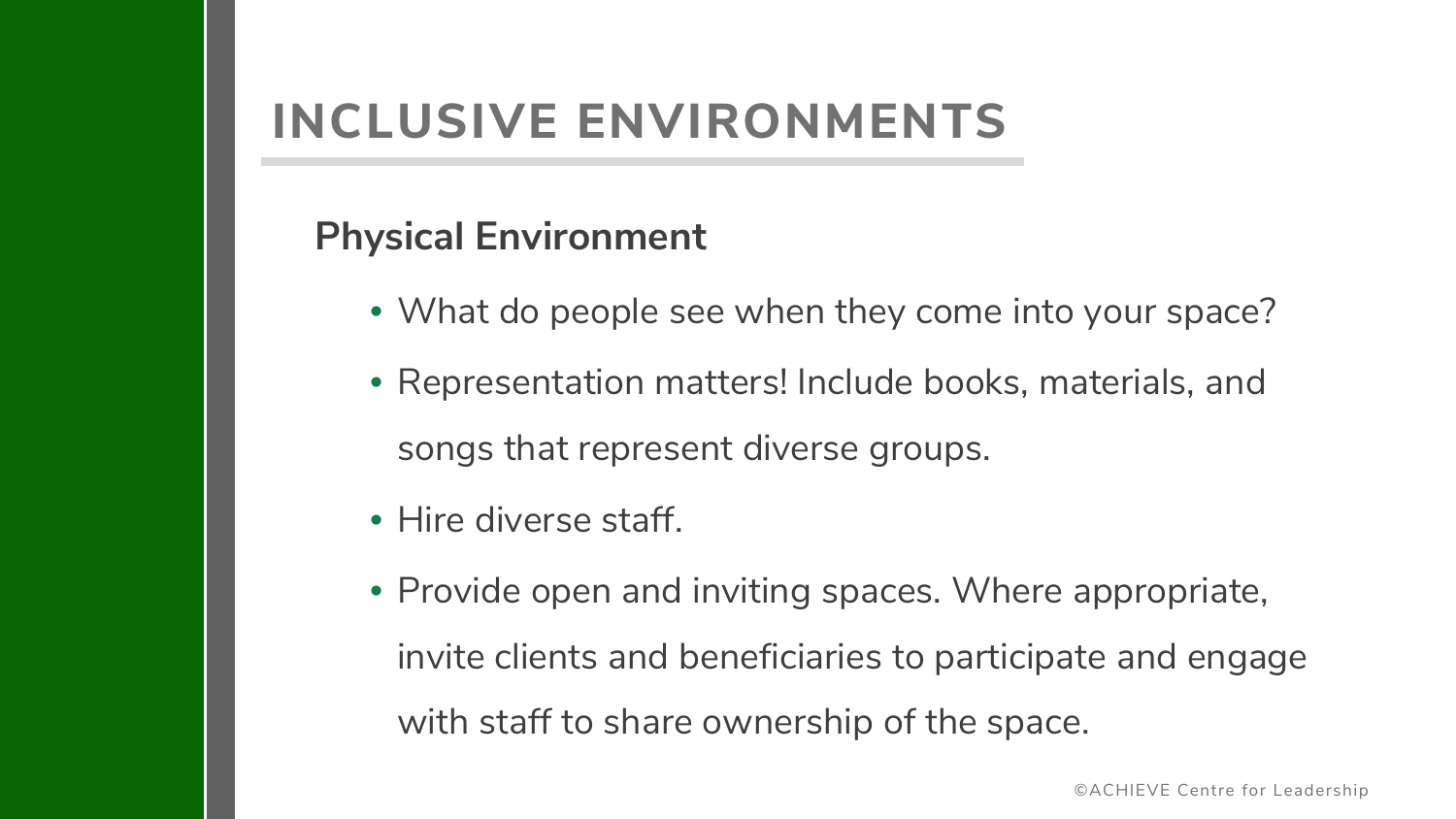# INCLUSIVE ENVIRONMENTS

## Physical Environment

- What do people see when they come into your space?
- Representation matters! Include books, materials, and songs that represent diverse groups.
- Hire diverse staff.
- Provide open and inviting spaces. Where appropriate, invite clients and beneficiaries to participate and engage with staff to share ownership of the space.

©ACHIEVE Centre for Leadership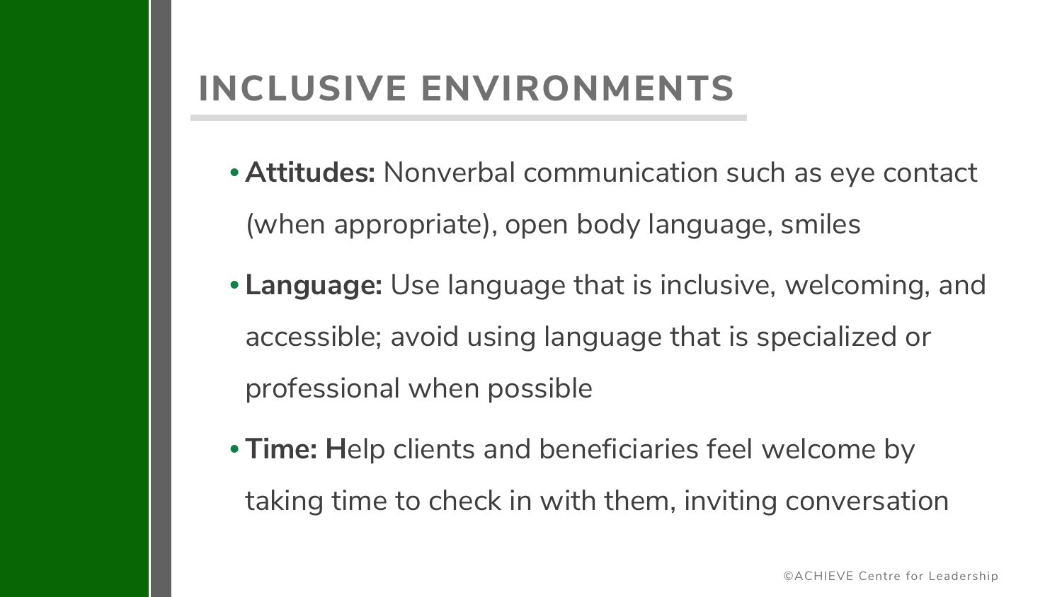# INCLUSIVE ENVIRONMENTS

- **Attitudes:** Nonverbal communication such as eye contact (when appropriate), open body language, smiles
- **Language:** Use language that is inclusive, welcoming, and accessible; avoid using language that is specialized or professional when possible
- **Time: H**elp clients and beneficiaries feel welcome by taking time to check in with them, inviting conversation

©ACHIEVE Centre for Leadership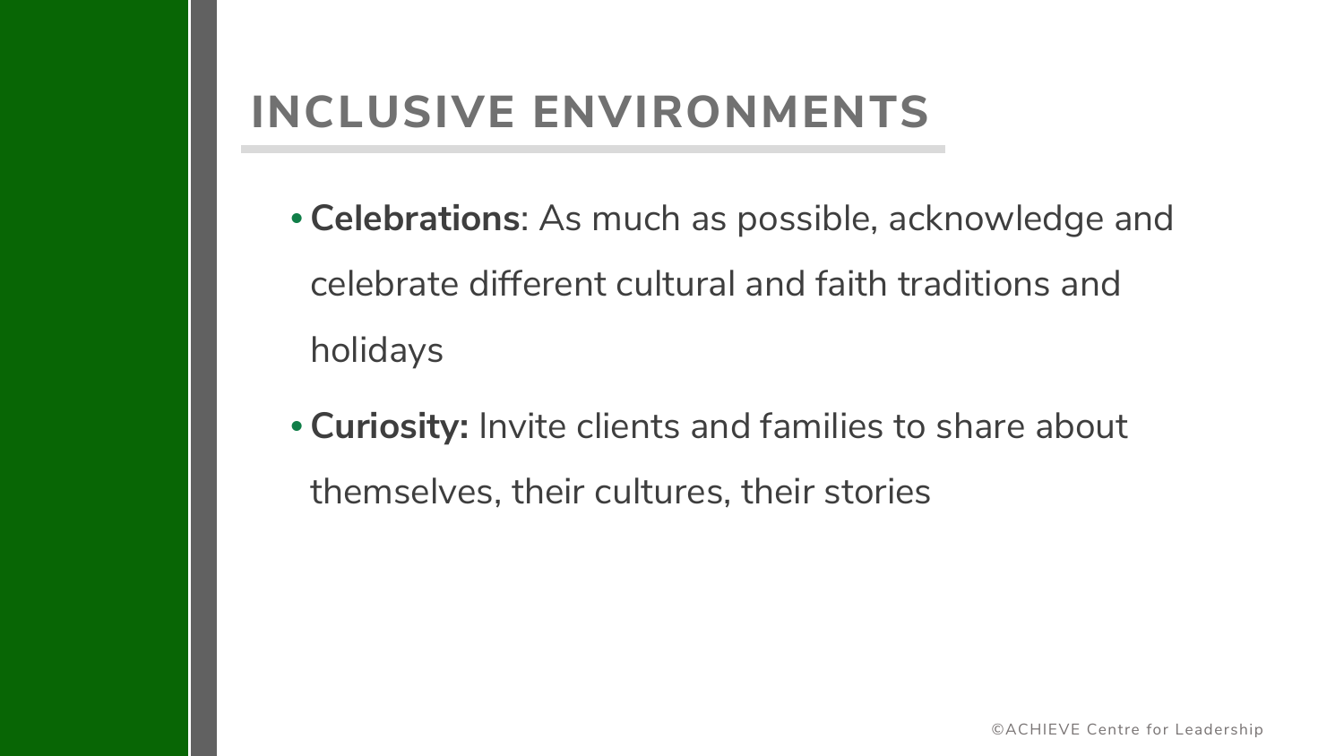# INCLUSIVE ENVIRONMENTS

- **Celebrations**: As much as possible, acknowledge and celebrate different cultural and faith traditions and holidays
- **Curiosity:** Invite clients and families to share about themselves, their cultures, their stories

©ACHIEVE Centre for Leadership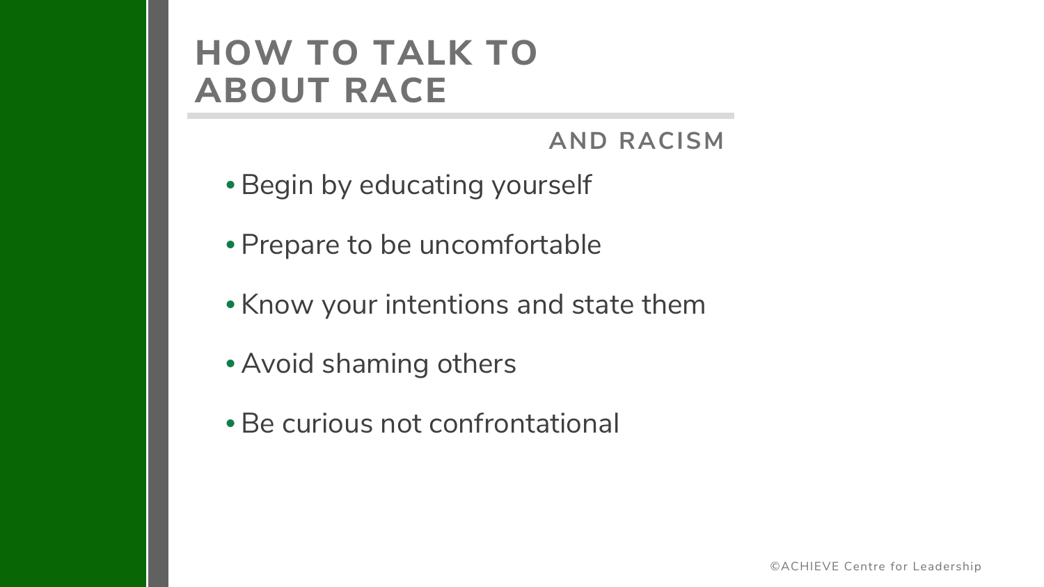# HOW TO TALK TO ABOUT RACE

### AND RACISM

- Begin by educating yourself
- Prepare to be uncomfortable
- Know your intentions and state them
- Avoid shaming others
- Be curious not confrontational

©ACHIEVE Centre for Leadership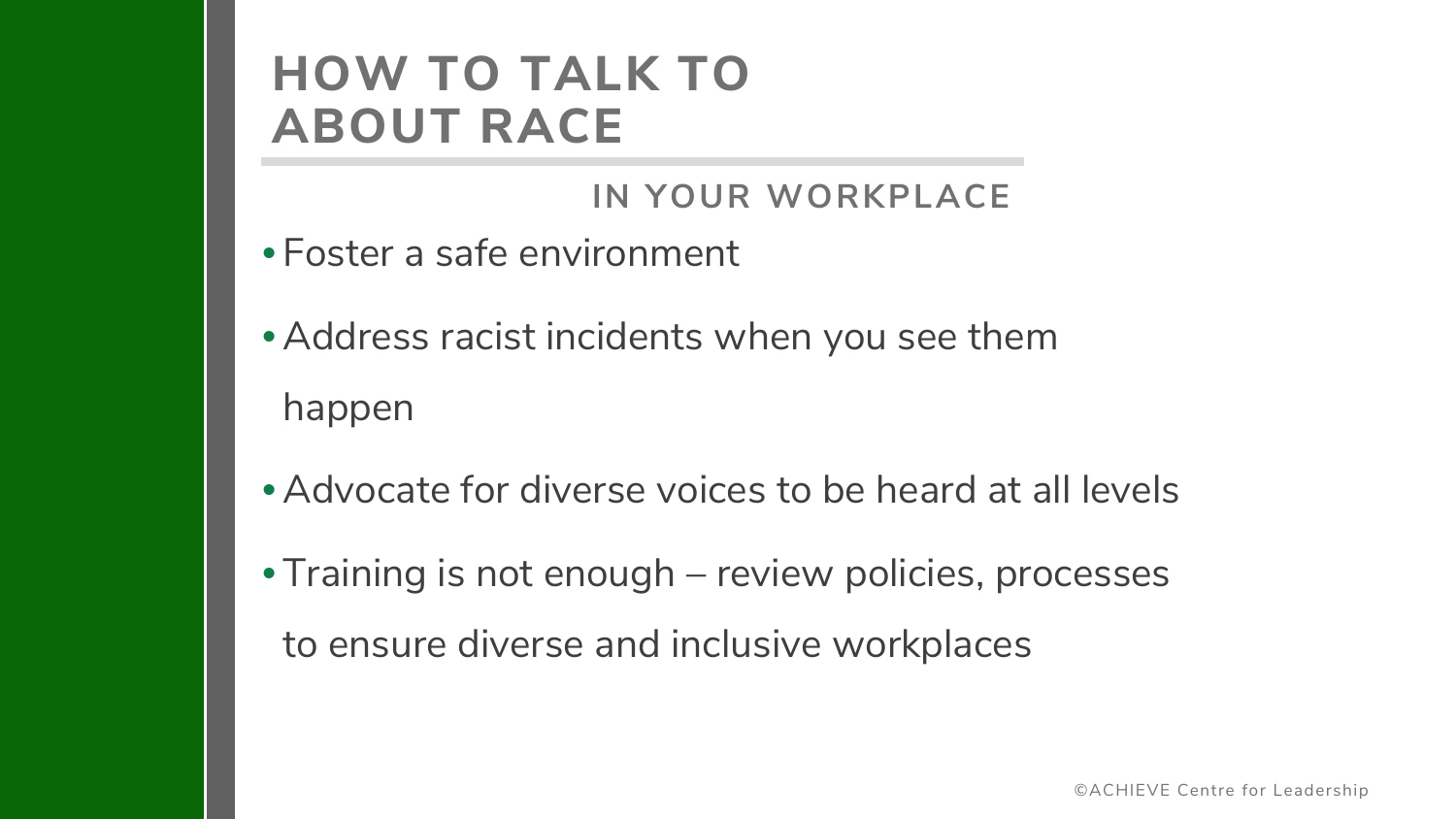# HOW TO TALK TO ABOUT RACE

## IN YOUR WORKPLACE

- Foster a safe environment
- Address racist incidents when you see them happen
- Advocate for diverse voices to be heard at all levels
- Training is not enough – review policies, processes to ensure diverse and inclusive workplaces

©ACHIEVE Centre for Leadership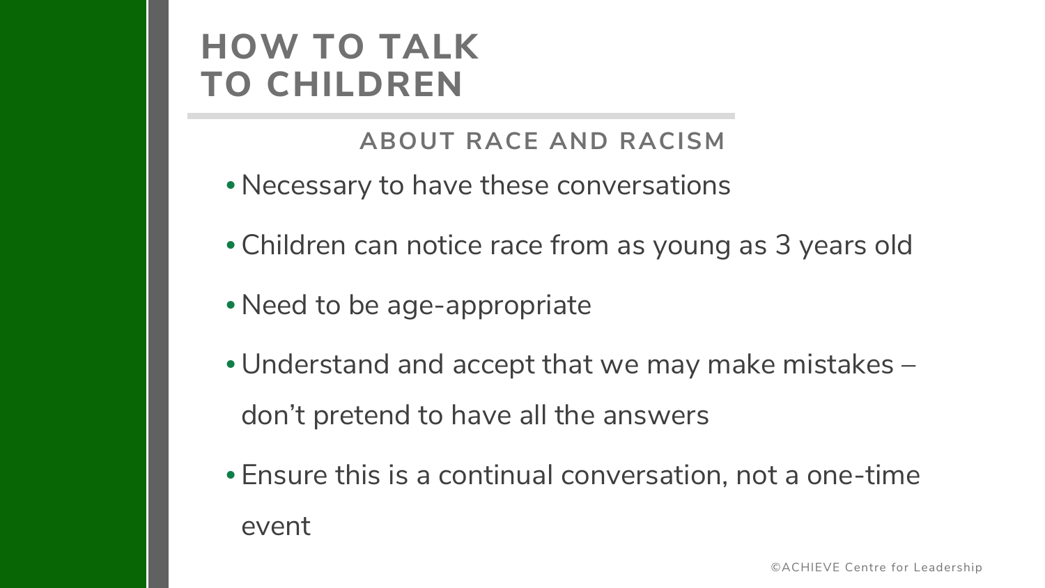# HOW TO TALK TO CHILDREN

## ABOUT RACE AND RACISM

- Necessary to have these conversations
- Children can notice race from as young as 3 years old
- Need to be age-appropriate
- Understand and accept that we may make mistakes – don't pretend to have all the answers
- Ensure this is a continual conversation, not a one-time event

©ACHIEVE Centre for Leadership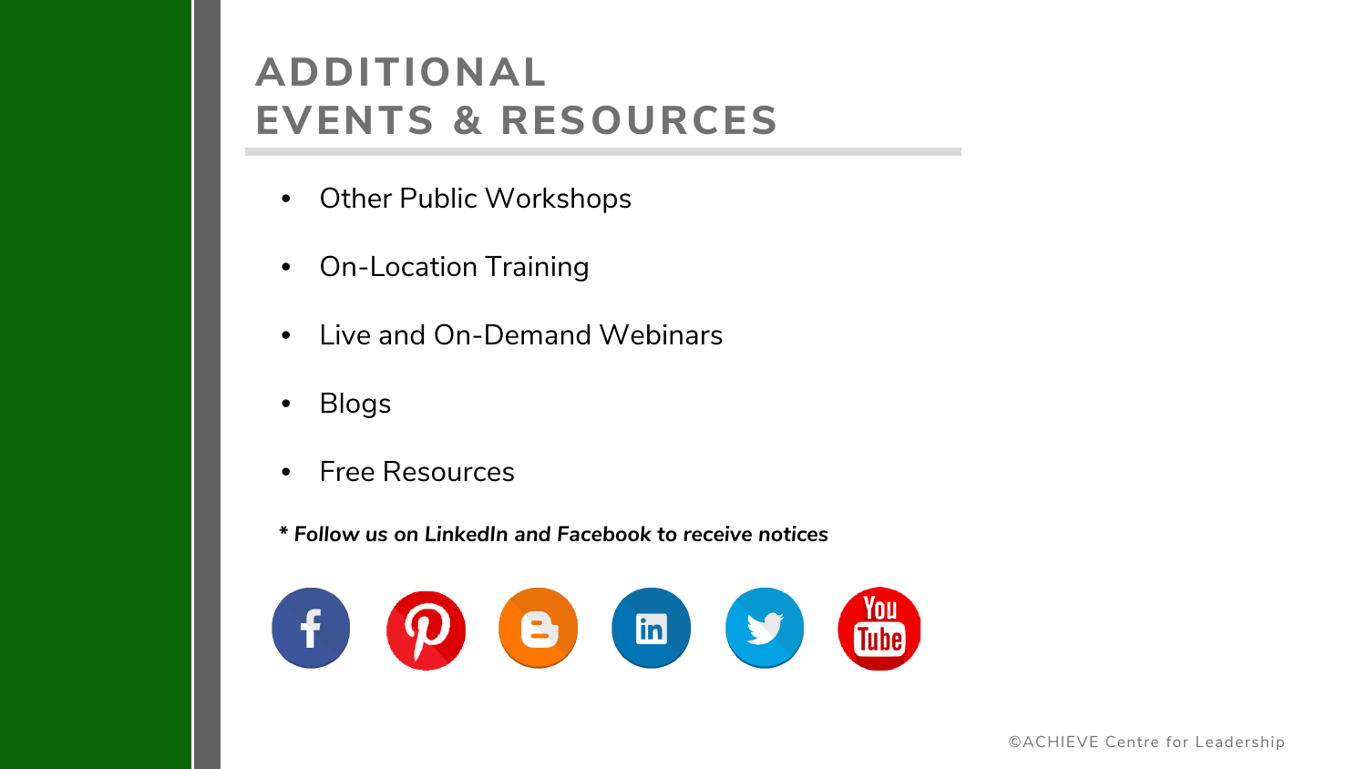# ADDITIONAL EVENTS & RESOURCES

- Other Public Workshops
- On-Location Training
- Live and On-Demand Webinars
- Blogs
- Free Resources

***Follow us on LinkedIn and Facebook to receive notices***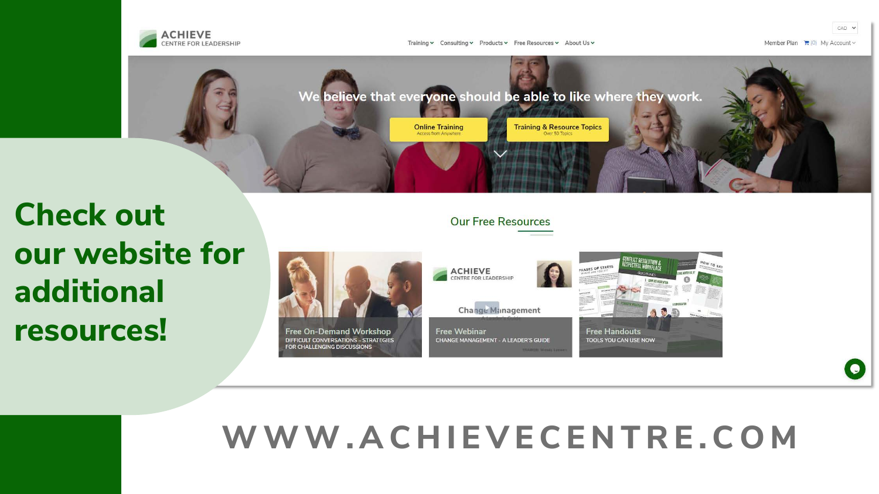# Check out our website for additional resources!

WWW.ACHIEVECENTRE.COM